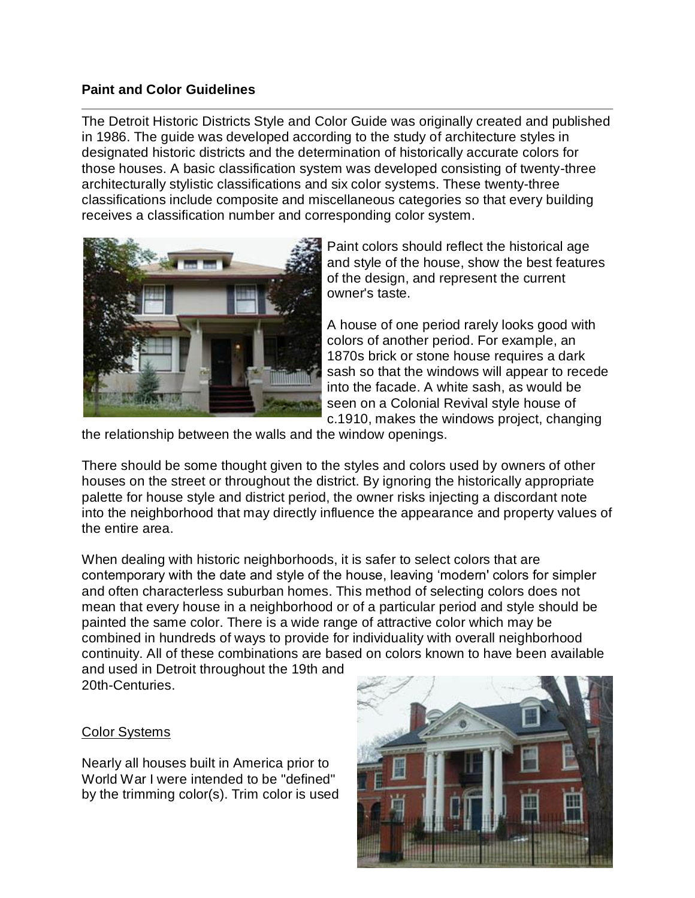**Paint and Color Guidelines**

The Detroit Historic Districts Style and Color Guide was originally created and published in 1986. The guide was developed according to the study of architecture styles in designated historic districts and the determination of historically accurate colors for those houses. A basic classification system was developed consisting of twenty-three architecturally stylistic classifications and six color systems. These twenty-three classifications include composite and miscellaneous categories so that every building receives a classification number and corresponding color system.

Paint colors should reflect the historical age and style of the house, show the best features of the design, and represent the current owner's taste.

A house of one period rarely looks good with colors of another period. For example, an 1870s brick or stone house requires a dark sash so that the windows will appear to recede into the facade. A white sash, as would be seen on a Colonial Revival style house of c.1910, makes the windows project, changing the relationship between the walls and the window openings.

There should be some thought given to the styles and colors used by owners of other houses on the street or throughout the district. By ignoring the historically appropriate palette for house style and district period, the owner risks injecting a discordant note into the neighborhood that may directly influence the appearance and property values of the entire area.

When dealing with historic neighborhoods, it is safer to select colors that are contemporary with the date and style of the house, leaving 'modern' colors for simpler and often characterless suburban homes. This method of selecting colors does not mean that every house in a neighborhood or of a particular period and style should be painted the same color. There is a wide range of attractive color which may be combined in hundreds of ways to provide for individuality with overall neighborhood continuity. All of these combinations are based on colors known to have been available and used in Detroit throughout the 19th and 20th-Centuries.

<u>Color Systems</u>

Nearly all houses built in America prior to World War I were intended to be "defined" by the trimming color(s). Trim color is used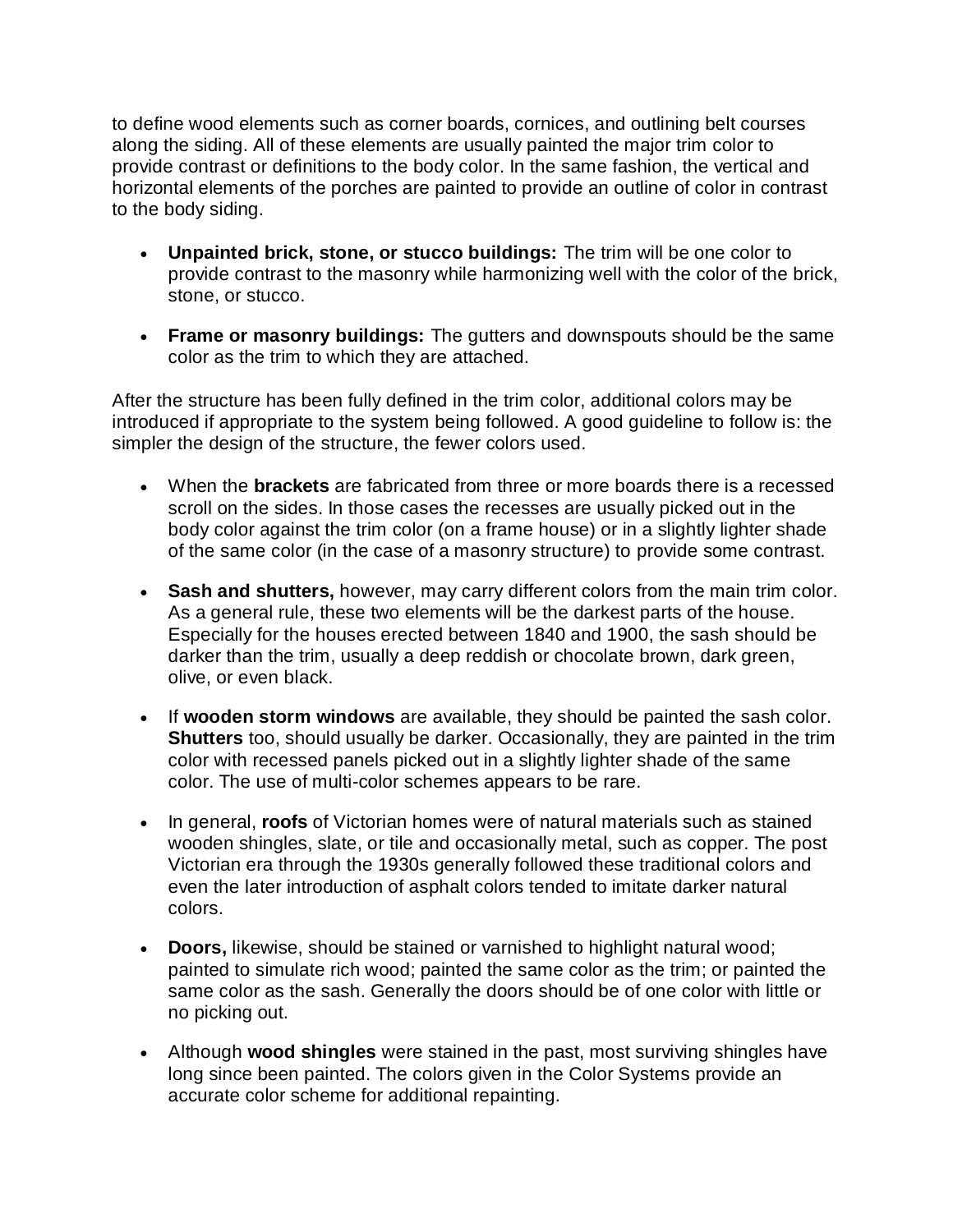to define wood elements such as corner boards, cornices, and outlining belt courses along the siding. All of these elements are usually painted the major trim color to provide contrast or definitions to the body color. In the same fashion, the vertical and horizontal elements of the porches are painted to provide an outline of color in contrast to the body siding.

- **Unpainted brick, stone, or stucco buildings:** The trim will be one color to provide contrast to the masonry while harmonizing well with the color of the brick, stone, or stucco.

- **Frame or masonry buildings:** The gutters and downspouts should be the same color as the trim to which they are attached.

After the structure has been fully defined in the trim color, additional colors may be introduced if appropriate to the system being followed. A good guideline to follow is: the simpler the design of the structure, the fewer colors used.

- When the **brackets** are fabricated from three or more boards there is a recessed scroll on the sides. In those cases the recesses are usually picked out in the body color against the trim color (on a frame house) or in a slightly lighter shade of the same color (in the case of a masonry structure) to provide some contrast.

- **Sash and shutters,** however, may carry different colors from the main trim color. As a general rule, these two elements will be the darkest parts of the house. Especially for the houses erected between 1840 and 1900, the sash should be darker than the trim, usually a deep reddish or chocolate brown, dark green, olive, or even black.

- If **wooden storm windows** are available, they should be painted the sash color. **Shutters** too, should usually be darker. Occasionally, they are painted in the trim color with recessed panels picked out in a slightly lighter shade of the same color. The use of multi-color schemes appears to be rare.

- In general, **roofs** of Victorian homes were of natural materials such as stained wooden shingles, slate, or tile and occasionally metal, such as copper. The post Victorian era through the 1930s generally followed these traditional colors and even the later introduction of asphalt colors tended to imitate darker natural colors.

- **Doors,** likewise, should be stained or varnished to highlight natural wood; painted to simulate rich wood; painted the same color as the trim; or painted the same color as the sash. Generally the doors should be of one color with little or no picking out.

- Although **wood shingles** were stained in the past, most surviving shingles have long since been painted. The colors given in the Color Systems provide an accurate color scheme for additional repainting.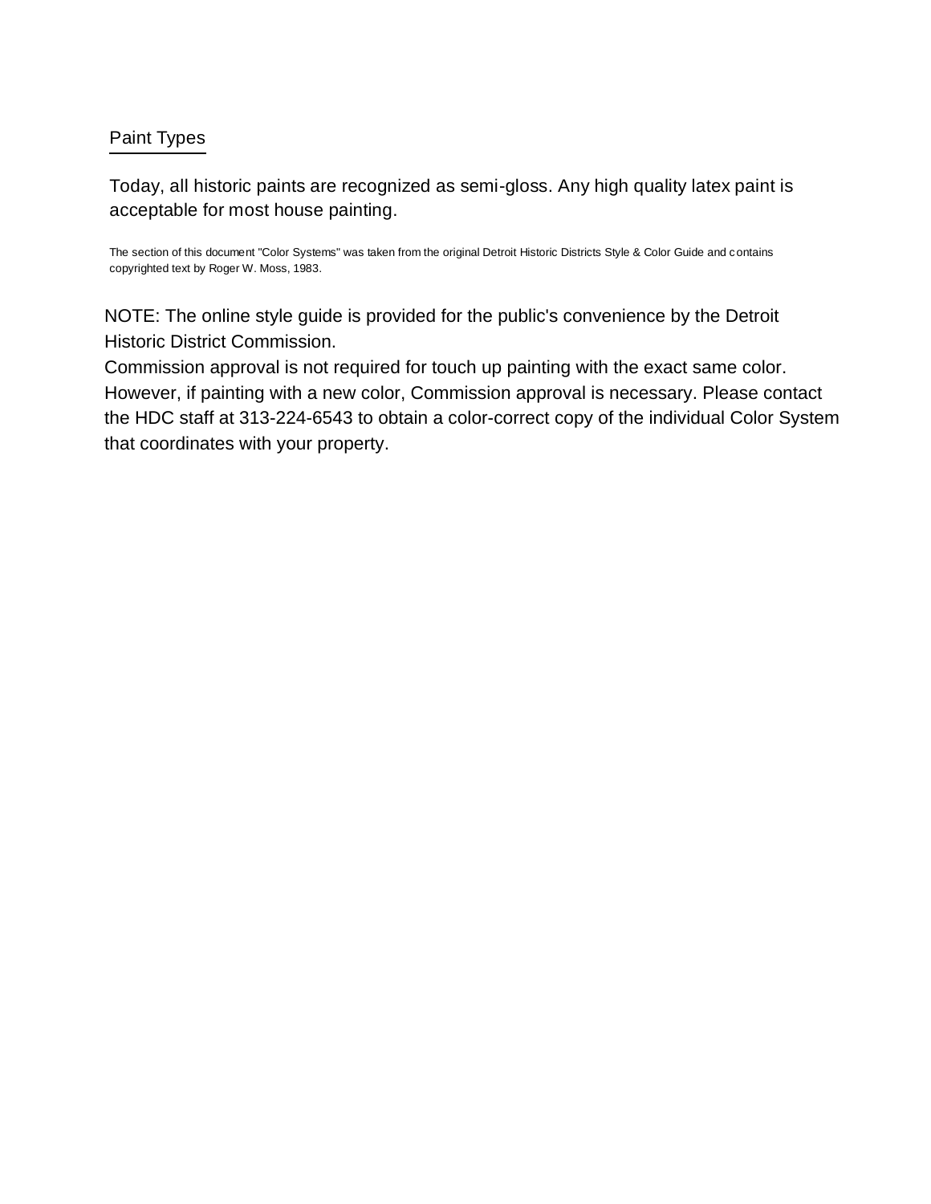## Paint Types

Today, all historic paints are recognized as semi-gloss. Any high quality latex paint is acceptable for most house painting.

The section of this document "Color Systems" was taken from the original Detroit Historic Districts Style & Color Guide and contains copyrighted text by Roger W. Moss, 1983.

NOTE: The online style guide is provided for the public's convenience by the Detroit Historic District Commission.
Commission approval is not required for touch up painting with the exact same color. However, if painting with a new color, Commission approval is necessary. Please contact the HDC staff at 313-224-6543 to obtain a color-correct copy of the individual Color System that coordinates with your property.